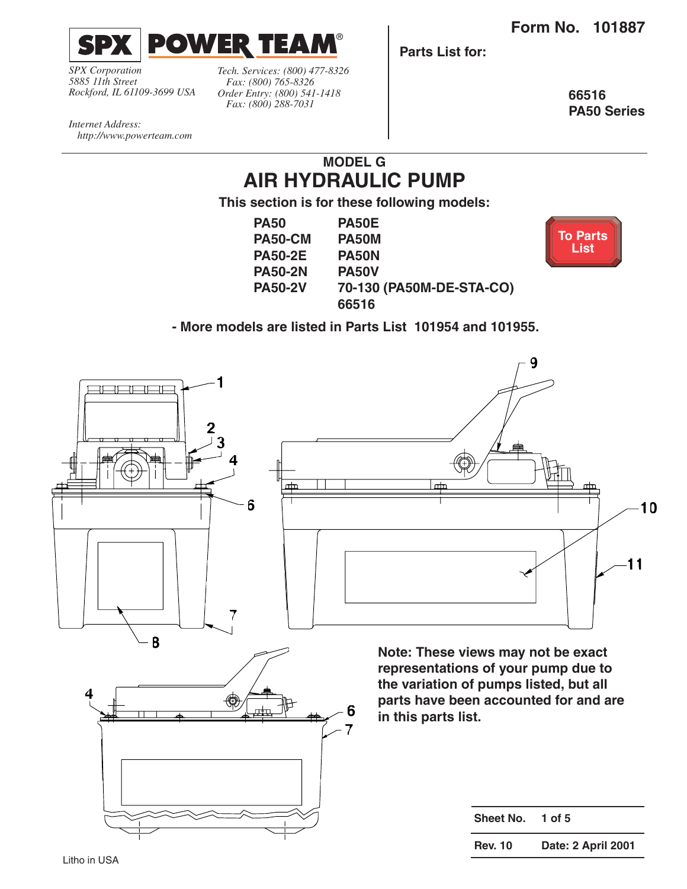Form No. 101887

**SPX POWER TEAM®**

*SPX Corporation*
*5885 11th Street*
*Rockford, IL 61109-3699 USA*

*Tech. Services: (800) 477-8326*
*Fax: (800) 765-8326*
*Order Entry: (800) 541-1418*
*Fax: (800) 288-7031*

*Internet Address:*
*http://www.powerteam.com*

**Parts List for:**

**66516**
**PA50 Series**

## MODEL G
# AIR HYDRAULIC PUMP

**This section is for these following models:**

| | |
|---|---|
| **PA50** | **PA50E** |
| **PA50-CM** | **PA50M** |
| **PA50-2E** | **PA50N** |
| **PA50-2N** | **PA50V** |
| **PA50-2V** | **70-130 (PA50M-DE-STA-CO)** |
| | **66516** |

**To Parts List**

**- More models are listed in Parts List 101954 and 101955.**

1
2
3
4
6
7
8
9
10
11

**Note: These views may not be exact representations of your pump due to the variation of pumps listed, but all parts have been accounted for and are in this parts list.**

| | |
|---|---|
| **Sheet No.** | **1 of 5** |
| **Rev. 10** | **Date: 2 April 2001** |

Litho in USA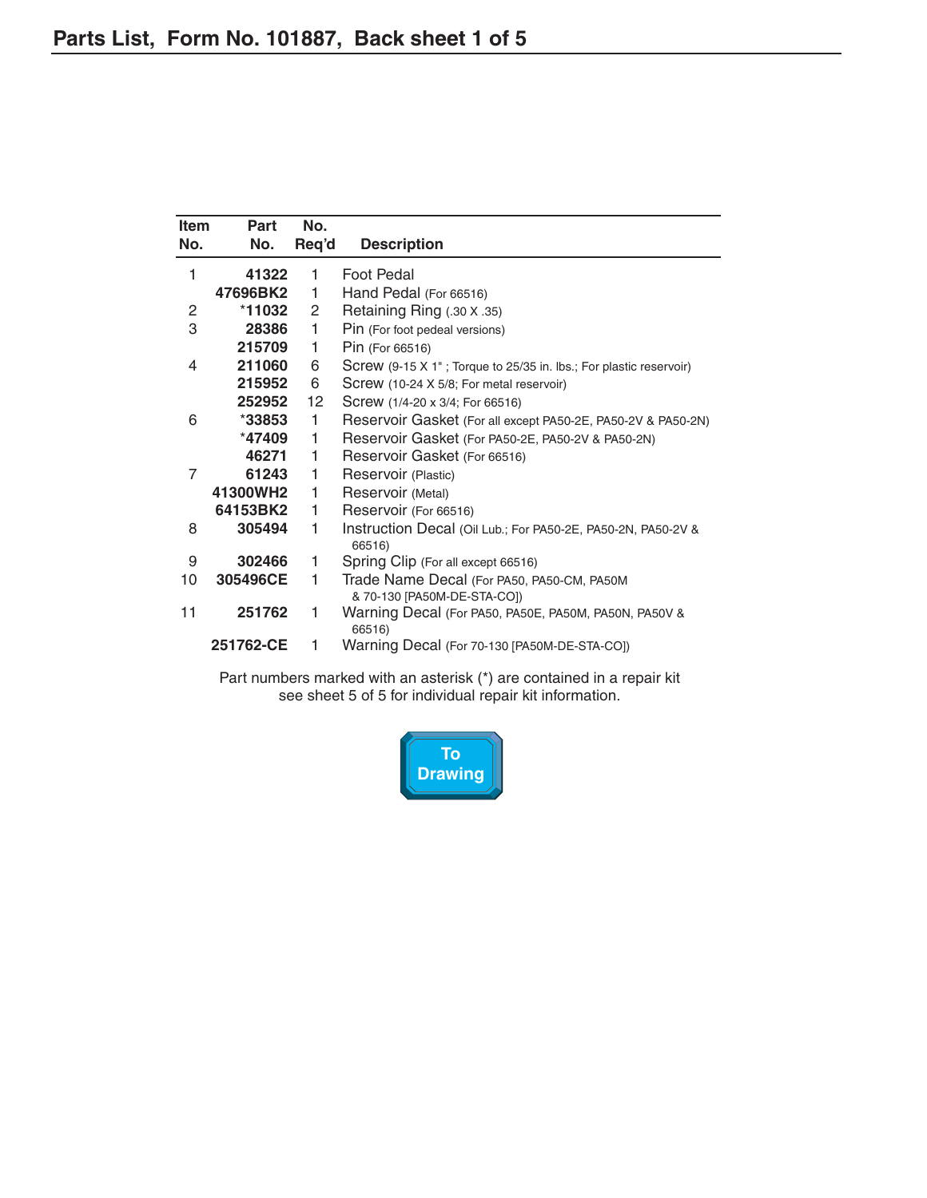## Parts List, Form No. 101887, Back sheet 1 of 5

| Item No. | Part No. | No. Req'd | Description |
|---|---|---|---|
| 1 | **41322** | 1 | Foot Pedal |
| | **47696BK2** | 1 | Hand Pedal (For 66516) |
| 2 | ***11032** | 2 | Retaining Ring (.30 X .35) |
| 3 | **28386** | 1 | Pin (For foot pedeal versions) |
| | **215709** | 1 | Pin (For 66516) |
| 4 | **211060** | 6 | Screw (9-15 X 1" ; Torque to 25/35 in. lbs.; For plastic reservoir) |
| | **215952** | 6 | Screw (10-24 X 5/8; For metal reservoir) |
| | **252952** | 12 | Screw (1/4-20 x 3/4; For 66516) |
| 6 | ***33853** | 1 | Reservoir Gasket (For all except PA50-2E, PA50-2V & PA50-2N) |
| | ***47409** | 1 | Reservoir Gasket (For PA50-2E, PA50-2V & PA50-2N) |
| | **46271** | 1 | Reservoir Gasket (For 66516) |
| 7 | **61243** | 1 | Reservoir (Plastic) |
| | **41300WH2** | 1 | Reservoir (Metal) |
| | **64153BK2** | 1 | Reservoir (For 66516) |
| 8 | **305494** | 1 | Instruction Decal (Oil Lub.; For PA50-2E, PA50-2N, PA50-2V & 66516) |
| 9 | **302466** | 1 | Spring Clip (For all except 66516) |
| 10 | **305496CE** | 1 | Trade Name Decal (For PA50, PA50-CM, PA50M & 70-130 [PA50M-DE-STA-CO]) |
| 11 | **251762** | 1 | Warning Decal (For PA50, PA50E, PA50M, PA50N, PA50V & 66516) |
| | **251762-CE** | 1 | Warning Decal (For 70-130 [PA50M-DE-STA-CO]) |

Part numbers marked with an asterisk (*) are contained in a repair kit see sheet 5 of 5 for individual repair kit information.

To Drawing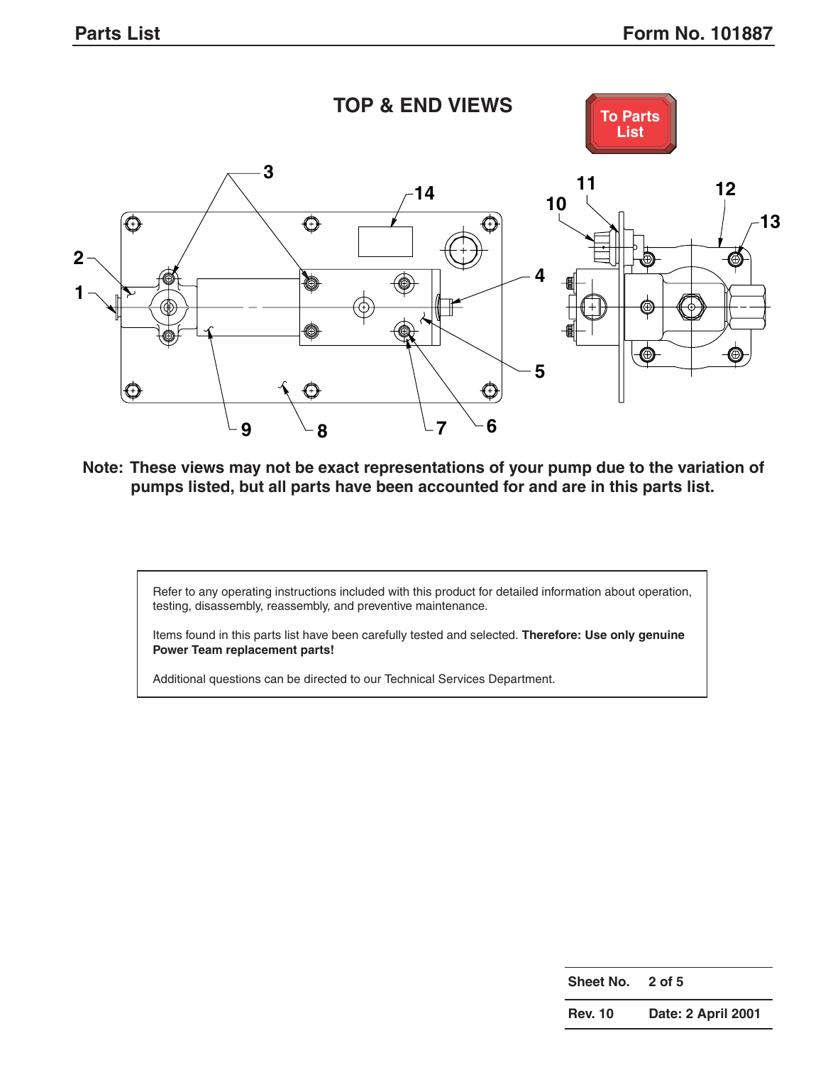## TOP & END VIEWS

To Parts List

1 2 3 4 5 6 7 8 9 10 11 12 13 14

**Note: These views may not be exact representations of your pump due to the variation of pumps listed, but all parts have been accounted for and are in this parts list.**

Refer to any operating instructions included with this product for detailed information about operation, testing, disassembly, reassembly, and preventive maintenance.

Items found in this parts list have been carefully tested and selected. **Therefore: Use only genuine Power Team replacement parts!**

Additional questions can be directed to our Technical Services Department.

| | |
|---|---|
| **Sheet No.** | **2 of 5** |
| **Rev. 10** | **Date: 2 April 2001** |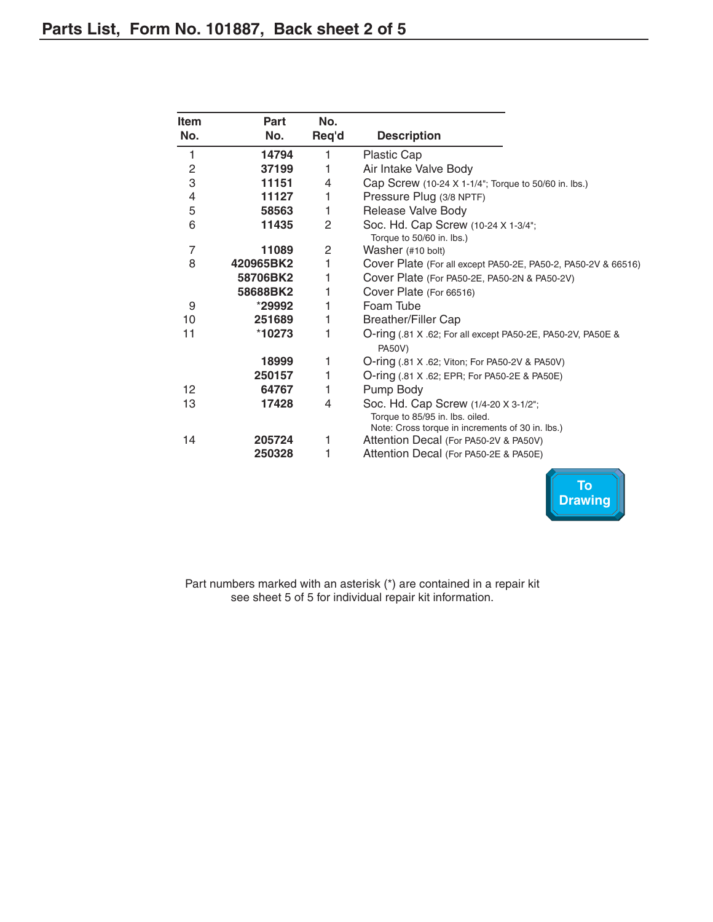# Parts List, Form No. 101887, Back sheet 2 of 5

| Item No. | Part No. | No. Req'd | Description |
|---|---|---|---|
| 1 | **14794** | 1 | Plastic Cap |
| 2 | **37199** | 1 | Air Intake Valve Body |
| 3 | **11151** | 4 | Cap Screw (10-24 X 1-1/4"; Torque to 50/60 in. lbs.) |
| 4 | **11127** | 1 | Pressure Plug (3/8 NPTF) |
| 5 | **58563** | 1 | Release Valve Body |
| 6 | **11435** | 2 | Soc. Hd. Cap Screw (10-24 X 1-3/4"; Torque to 50/60 in. lbs.) |
| 7 | **11089** | 2 | Washer (#10 bolt) |
| 8 | **420965BK2** | 1 | Cover Plate (For all except PA50-2E, PA50-2, PA50-2V & 66516) |
| | **58706BK2** | 1 | Cover Plate (For PA50-2E, PA50-2N & PA50-2V) |
| | **58688BK2** | 1 | Cover Plate (For 66516) |
| 9 | ***29992** | 1 | Foam Tube |
| 10 | **251689** | 1 | Breather/Filler Cap |
| 11 | ***10273** | 1 | O-ring (.81 X .62; For all except PA50-2E, PA50-2V, PA50E & PA50V) |
| | **18999** | 1 | O-ring (.81 X .62; Viton; For PA50-2V & PA50V) |
| | **250157** | 1 | O-ring (.81 X .62; EPR; For PA50-2E & PA50E) |
| 12 | **64767** | 1 | Pump Body |
| 13 | **17428** | 4 | Soc. Hd. Cap Screw (1/4-20 X 3-1/2"; Torque to 85/95 in. lbs. oiled. Note: Cross torque in increments of 30 in. lbs.) |
| 14 | **205724** | 1 | Attention Decal (For PA50-2V & PA50V) |
| | **250328** | 1 | Attention Decal (For PA50-2E & PA50E) |

To Drawing

Part numbers marked with an asterisk (*) are contained in a repair kit see sheet 5 of 5 for individual repair kit information.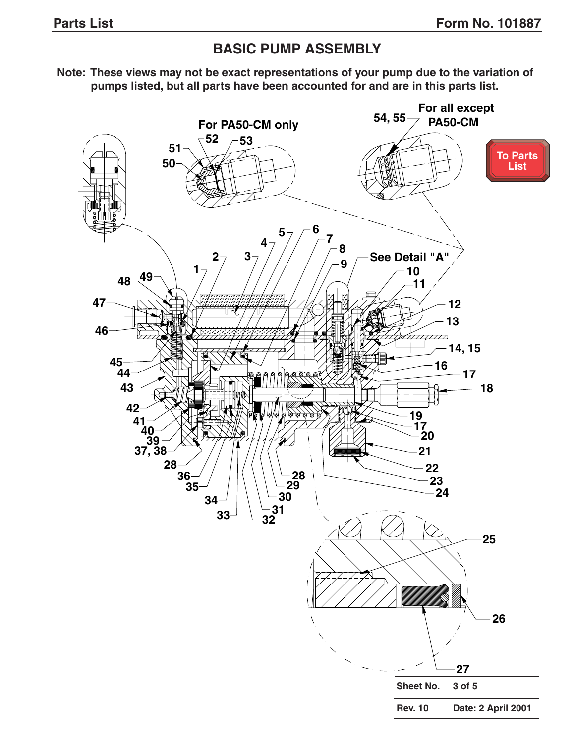# BASIC PUMP ASSEMBLY

**Note: These views may not be exact representations of your pump due to the variation of pumps listed, but all parts have been accounted for and are in this parts list.**

For PA50-CM only

For all except PA50-CM

See Detail "A"

To Parts List

| Sheet No. | 3 of 5 |
|---|---|
| Rev. 10 | Date: 2 April 2001 |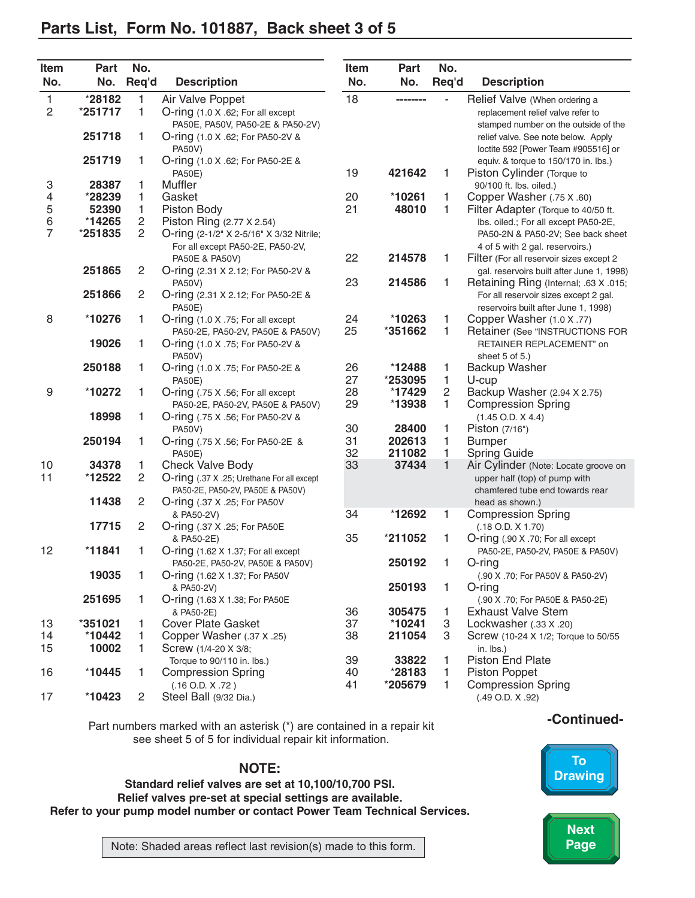## Parts List, Form No. 101887, Back sheet 3 of 5

| Item No. | Part No. | No. Req'd | Description |
|---|---|---|---|
| 1 | *28182 | 1 | Air Valve Poppet |
| 2 | *251717 | 1 | O-ring (1.0 X .62; For all except PA50E, PA50V, PA50-2E & PA50-2V) |
| | 251718 | 1 | O-ring (1.0 X .62; For PA50-2V & PA50V) |
| | 251719 | 1 | O-ring (1.0 X .62; For PA50-2E & PA50E) |
| 3 | 28387 | 1 | Muffler |
| 4 | *28239 | 1 | Gasket |
| 5 | 52390 | 1 | Piston Body |
| 6 | *14265 | 2 | Piston Ring (2.77 X 2.54) |
| 7 | *251835 | 2 | O-ring (2-1/2" X 2-5/16" X 3/32 Nitrile; For all except PA50-2E, PA50-2V, PA50E & PA50V) |
| | 251865 | 2 | O-ring (2.31 X 2.12; For PA50-2V & PA50V) |
| | 251866 | 2 | O-ring (2.31 X 2.12; For PA50-2E & PA50E) |
| 8 | *10276 | 1 | O-ring (1.0 X .75; For all except PA50-2E, PA50-2V, PA50E & PA50V) |
| | 19026 | 1 | O-ring (1.0 X .75; For PA50-2V & PA50V) |
| | 250188 | 1 | O-ring (1.0 X .75; For PA50-2E & PA50E) |
| 9 | *10272 | 1 | O-ring (.75 X .56; For all except PA50-2E, PA50-2V, PA50E & PA50V) |
| | 18998 | 1 | O-ring (.75 X .56; For PA50-2V & PA50V) |
| | 250194 | 1 | O-ring (.75 X .56; For PA50-2E & PA50E) |
| 10 | 34378 | 1 | Check Valve Body |
| 11 | *12522 | 2 | O-ring (.37 X .25; Urethane For all except PA50-2E, PA50-2V, PA50E & PA50V) |
| | 11438 | 2 | O-ring (.37 X .25; For PA50V & PA50-2V) |
| | 17715 | 2 | O-ring (.37 X .25; For PA50E & PA50-2E) |
| 12 | *11841 | 1 | O-ring (1.62 X 1.37; For all except PA50-2E, PA50-2V, PA50E & PA50V) |
| | 19035 | 1 | O-ring (1.62 X 1.37; For PA50V & PA50-2V) |
| | 251695 | 1 | O-ring (1.63 X 1.38; For PA50E & PA50-2E) |
| 13 | *351021 | 1 | Cover Plate Gasket |
| 14 | *10442 | 1 | Copper Washer (.37 X .25) |
| 15 | 10002 | 1 | Screw (1/4-20 X 3/8; Torque to 90/110 in. lbs.) |
| 16 | *10445 | 1 | Compression Spring (.16 O.D. X .72 ) |
| 17 | *10423 | 2 | Steel Ball (9/32 Dia.) |
| 18 | -------- | - | Relief Valve (When ordering a replacement relief valve refer to stamped number on the outside of the relief valve. See note below. Apply loctite 592 [Power Team #905516] or equiv. & torque to 150/170 in. lbs.) |
| 19 | 421642 | 1 | Piston Cylinder (Torque to 90/100 ft. lbs. oiled.) |
| 20 | *10261 | 1 | Copper Washer (.75 X .60) |
| 21 | 48010 | 1 | Filter Adapter (Torque to 40/50 ft. lbs. oiled.; For all except PA50-2E, PA50-2N & PA50-2V; See back sheet 4 of 5 with 2 gal. reservoirs.) |
| 22 | 214578 | 1 | Filter (For all reservoir sizes except 2 gal. reservoirs built after June 1, 1998) |
| 23 | 214586 | 1 | Retaining Ring (Internal; .63 X .015; For all reservoir sizes except 2 gal. reservoirs built after June 1, 1998) |
| 24 | *10263 | 1 | Copper Washer (1.0 X .77) |
| 25 | *351662 | 1 | Retainer (See "INSTRUCTIONS FOR RETAINER REPLACEMENT" on sheet 5 of 5.) |
| 26 | *12488 | 1 | Backup Washer |
| 27 | *253095 | 1 | U-cup |
| 28 | *17429 | 2 | Backup Washer (2.94 X 2.75) |
| 29 | *13938 | 1 | Compression Spring (1.45 O.D. X 4.4) |
| 30 | 28400 | 1 | Piston (7/16") |
| 31 | 202613 | 1 | Bumper |
| 32 | 211082 | 1 | Spring Guide |
| 33 | 37434 | 1 | Air Cylinder (Note: Locate groove on upper half (top) of pump with chamfered tube end towards rear head as shown.) |
| 34 | *12692 | 1 | Compression Spring (.18 O.D. X 1.70) |
| 35 | *211052 | 1 | O-ring (.90 X .70; For all except PA50-2E, PA50-2V, PA50E & PA50V) |
| | 250192 | 1 | O-ring (.90 X .70; For PA50V & PA50-2V) |
| | 250193 | 1 | O-ring (.90 X .70; For PA50E & PA50-2E) |
| 36 | 305475 | 1 | Exhaust Valve Stem |
| 37 | *10241 | 3 | Lockwasher (.33 X .20) |
| 38 | 211054 | 3 | Screw (10-24 X 1/2; Torque to 50/55 in. lbs.) |
| 39 | 33822 | 1 | Piston End Plate |
| 40 | *28183 | 1 | Piston Poppet |
| 41 | *205679 | 1 | Compression Spring (.49 O.D. X .92) |

**-Continued-**

Part numbers marked with an asterisk (*) are contained in a repair kit see sheet 5 of 5 for individual repair kit information.

### NOTE:

**Standard relief valves are set at 10,100/10,700 PSI.**
**Relief valves pre-set at special settings are available.**
**Refer to your pump model number or contact Power Team Technical Services.**

Note: Shaded areas reflect last revision(s) made to this form.

To Drawing

Next Page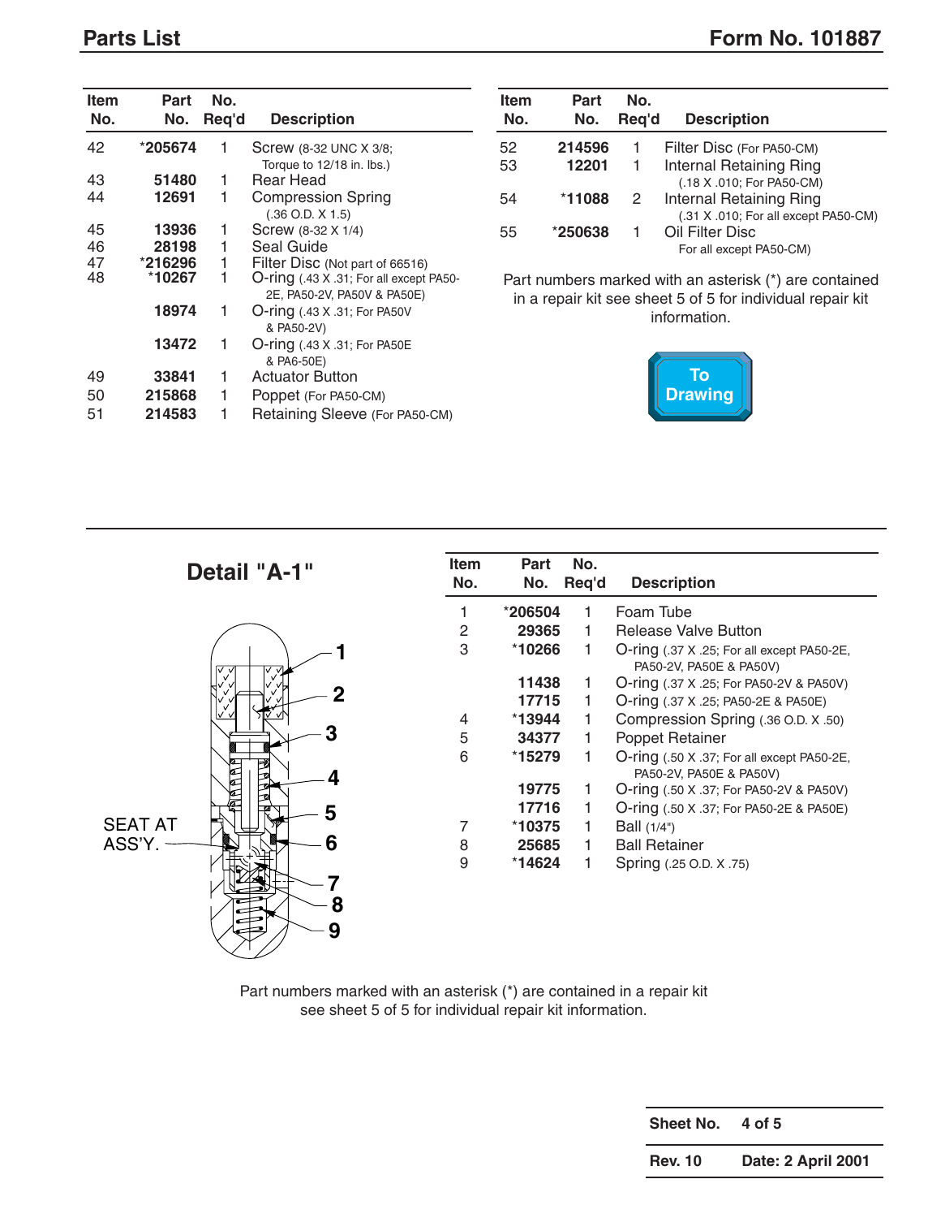## Parts List

**Form No. 101887**

| Item No. | Part No. | No. Req'd | Description |
|---|---|---|---|
| 42 | *205674 | 1 | Screw (8-32 UNC X 3/8; Torque to 12/18 in. lbs.) |
| 43 | 51480 | 1 | Rear Head |
| 44 | 12691 | 1 | Compression Spring (.36 O.D. X 1.5) |
| 45 | 13936 | 1 | Screw (8-32 X 1/4) |
| 46 | 28198 | 1 | Seal Guide |
| 47 | *216296 | 1 | Filter Disc (Not part of 66516) |
| 48 | *10267 | 1 | O-ring (.43 X .31; For all except PA50-2E, PA50-2V, PA50V & PA50E) |
| | 18974 | 1 | O-ring (.43 X .31; For PA50V & PA50-2V) |
| | 13472 | 1 | O-ring (.43 X .31; For PA50E & PA6-50E) |
| 49 | 33841 | 1 | Actuator Button |
| 50 | 215868 | 1 | Poppet (For PA50-CM) |
| 51 | 214583 | 1 | Retaining Sleeve (For PA50-CM) |
| 52 | 214596 | 1 | Filter Disc (For PA50-CM) |
| 53 | 12201 | 1 | Internal Retaining Ring (.18 X .010; For PA50-CM) |
| 54 | *11088 | 2 | Internal Retaining Ring (.31 X .010; For all except PA50-CM) |
| 55 | *250638 | 1 | Oil Filter Disc For all except PA50-CM) |

Part numbers marked with an asterisk (*) are contained in a repair kit see sheet 5 of 5 for individual repair kit information.

To Drawing

## Detail "A-1"

SEAT AT ASS'Y.

| Item No. | Part No. | No. Req'd | Description |
|---|---|---|---|
| 1 | *206504 | 1 | Foam Tube |
| 2 | 29365 | 1 | Release Valve Button |
| 3 | *10266 | 1 | O-ring (.37 X .25; For all except PA50-2E, PA50-2V, PA50E & PA50V) |
| | 11438 | 1 | O-ring (.37 X .25; For PA50-2V & PA50V) |
| | 17715 | 1 | O-ring (.37 X .25; PA50-2E & PA50E) |
| 4 | *13944 | 1 | Compression Spring (.36 O.D. X .50) |
| 5 | 34377 | 1 | Poppet Retainer |
| 6 | *15279 | 1 | O-ring (.50 X .37; For all except PA50-2E, PA50-2V, PA50E & PA50V) |
| | 19775 | 1 | O-ring (.50 X .37; For PA50-2V & PA50V) |
| | 17716 | 1 | O-ring (.50 X .37; For PA50-2E & PA50E) |
| 7 | *10375 | 1 | Ball (1/4") |
| 8 | 25685 | 1 | Ball Retainer |
| 9 | *14624 | 1 | Spring (.25 O.D. X .75) |

Part numbers marked with an asterisk (*) are contained in a repair kit see sheet 5 of 5 for individual repair kit information.

| | |
|---|---|
| **Sheet No.** | **4 of 5** |
| **Rev. 10** | **Date: 2 April 2001** |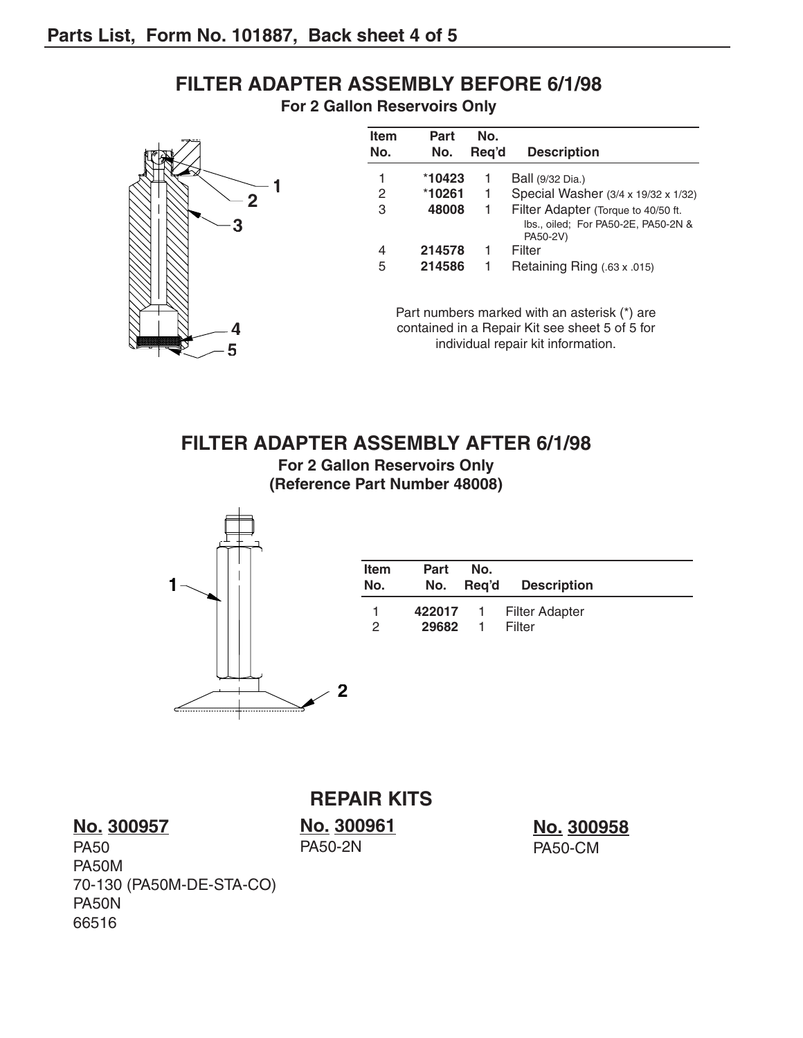## FILTER ADAPTER ASSEMBLY BEFORE 6/1/98

**For 2 Gallon Reservoirs Only**

1
2
3
4
5

| Item No. | Part No. | No. Req'd | Description |
|---|---|---|---|
| 1 | *10423 | 1 | Ball (9/32 Dia.) |
| 2 | *10261 | 1 | Special Washer (3/4 x 19/32 x 1/32) |
| 3 | 48008 | 1 | Filter Adapter (Torque to 40/50 ft. lbs., oiled; For PA50-2E, PA50-2N & PA50-2V) |
| 4 | 214578 | 1 | Filter |
| 5 | 214586 | 1 | Retaining Ring (.63 x .015) |

Part numbers marked with an asterisk (*) are contained in a Repair Kit see sheet 5 of 5 for individual repair kit information.

## FILTER ADAPTER ASSEMBLY AFTER 6/1/98

**For 2 Gallon Reservoirs Only**
**(Reference Part Number 48008)**

1
2

| Item No. | Part No. | No. Req'd | Description |
|---|---|---|---|
| 1 | 422017 | 1 | Filter Adapter |
| 2 | 29682 | 1 | Filter |

## REPAIR KITS

**No. 300957**
PA50
PA50M
70-130 (PA50M-DE-STA-CO)
PA50N
66516

**No. 300961**
PA50-2N

**No. 300958**
PA50-CM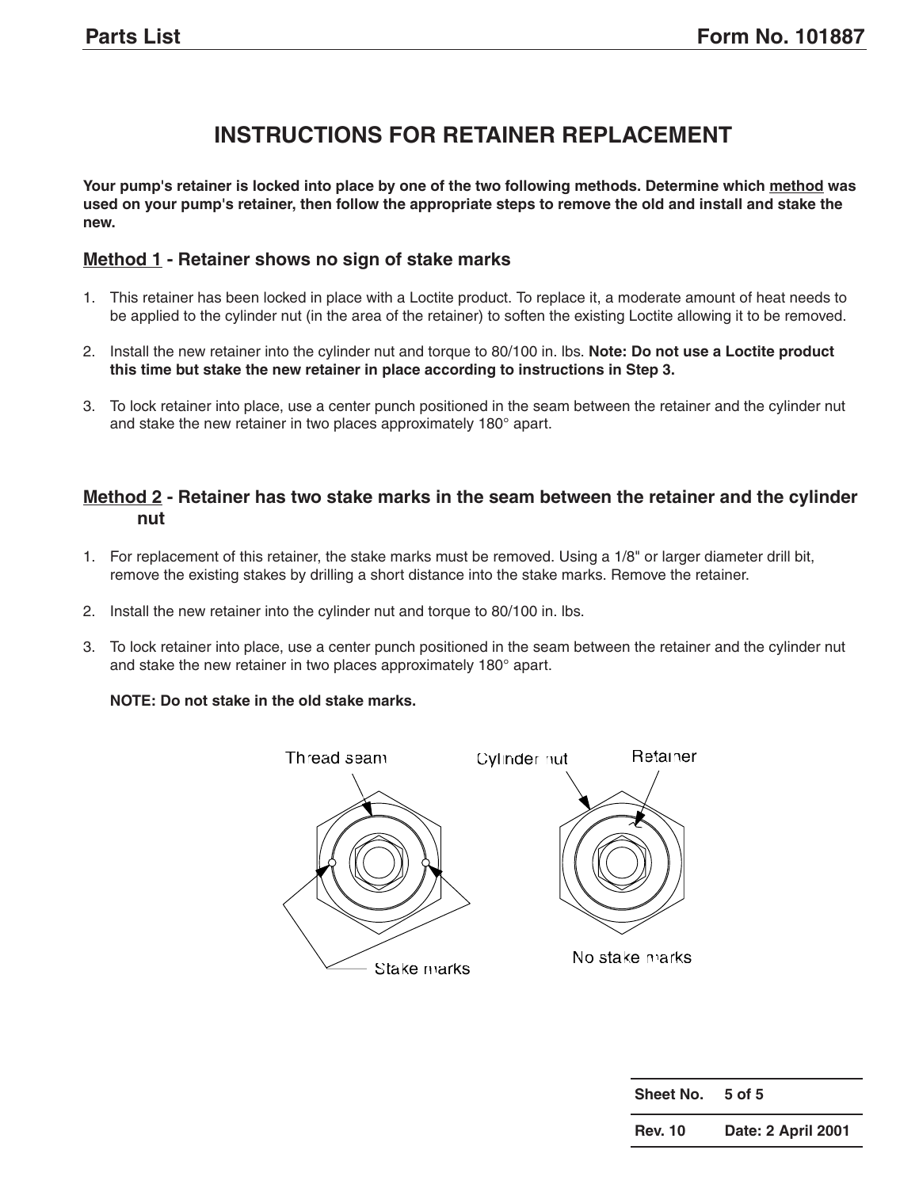# INSTRUCTIONS FOR RETAINER REPLACEMENT

**Your pump's retainer is locked into place by one of the two following methods. Determine which method was used on your pump's retainer, then follow the appropriate steps to remove the old and install and stake the new.**

## Method 1 - Retainer shows no sign of stake marks

1. This retainer has been locked in place with a Loctite product. To replace it, a moderate amount of heat needs to be applied to the cylinder nut (in the area of the retainer) to soften the existing Loctite allowing it to be removed.
2. Install the new retainer into the cylinder nut and torque to 80/100 in. lbs. **Note: Do not use a Loctite product this time but stake the new retainer in place according to instructions in Step 3.**
3. To lock retainer into place, use a center punch positioned in the seam between the retainer and the cylinder nut and stake the new retainer in two places approximately 180° apart.

## Method 2 - Retainer has two stake marks in the seam between the retainer and the cylinder nut

1. For replacement of this retainer, the stake marks must be removed. Using a 1/8" or larger diameter drill bit, remove the existing stakes by drilling a short distance into the stake marks. Remove the retainer.
2. Install the new retainer into the cylinder nut and torque to 80/100 in. lbs.
3. To lock retainer into place, use a center punch positioned in the seam between the retainer and the cylinder nut and stake the new retainer in two places approximately 180° apart.

   **NOTE: Do not stake in the old stake marks.**

Thread seam

Cylinder nut

Retainer

Stake marks

No stake marks

| | |
|---|---|
| **Sheet No.** | **5 of 5** |
| **Rev. 10** | **Date: 2 April 2001** |